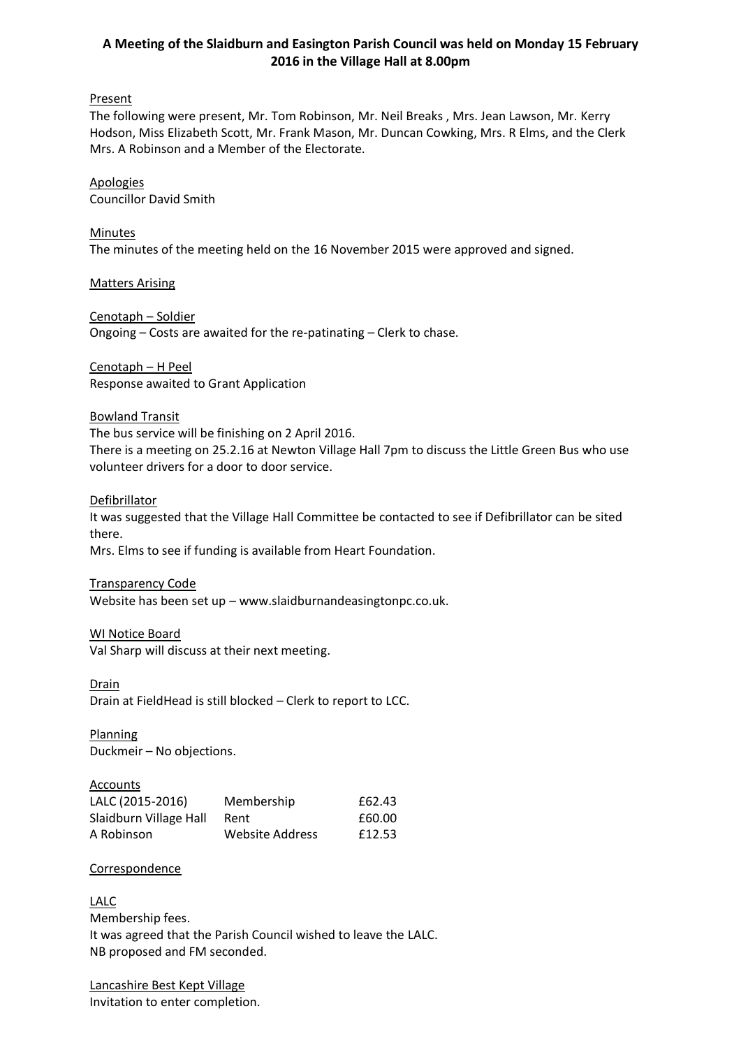# A Meeting of the Slaidburn and Easington Parish Council was held on Monday 15 February 2016 in the Village Hall at 8.00pm

## Present

The following were present, Mr. Tom Robinson, Mr. Neil Breaks , Mrs. Jean Lawson, Mr. Kerry Hodson, Miss Elizabeth Scott, Mr. Frank Mason, Mr. Duncan Cowking, Mrs. R Elms, and the Clerk Mrs. A Robinson and a Member of the Electorate.

## Apologies

Councillor David Smith

## Minutes

The minutes of the meeting held on the 16 November 2015 were approved and signed.

## Matters Arising

### Cenotaph – Soldier

Ongoing – Costs are awaited for the re-patinating – Clerk to chase.

### Cenotaph – H Peel

Response awaited to Grant Application

### Bowland Transit

The bus service will be finishing on 2 April 2016.
There is a meeting on 25.2.16 at Newton Village Hall 7pm to discuss the Little Green Bus who use volunteer drivers for a door to door service.

### Defibrillator

It was suggested that the Village Hall Committee be contacted to see if Defibrillator can be sited there.
Mrs. Elms to see if funding is available from Heart Foundation.

### Transparency Code

Website has been set up – www.slaidburnandeasingtonpc.co.uk.

### WI Notice Board

Val Sharp will discuss at their next meeting.

### Drain

Drain at FieldHead is still blocked – Clerk to report to LCC.

## Planning

Duckmeir – No objections.

## Accounts

| | | |
|---|---|---|
| LALC (2015-2016) | Membership | £62.43 |
| Slaidburn Village Hall | Rent | £60.00 |
| A Robinson | Website Address | £12.53 |

## Correspondence

### LALC

Membership fees.
It was agreed that the Parish Council wished to leave the LALC.
NB proposed and FM seconded.

### Lancashire Best Kept Village

Invitation to enter completion.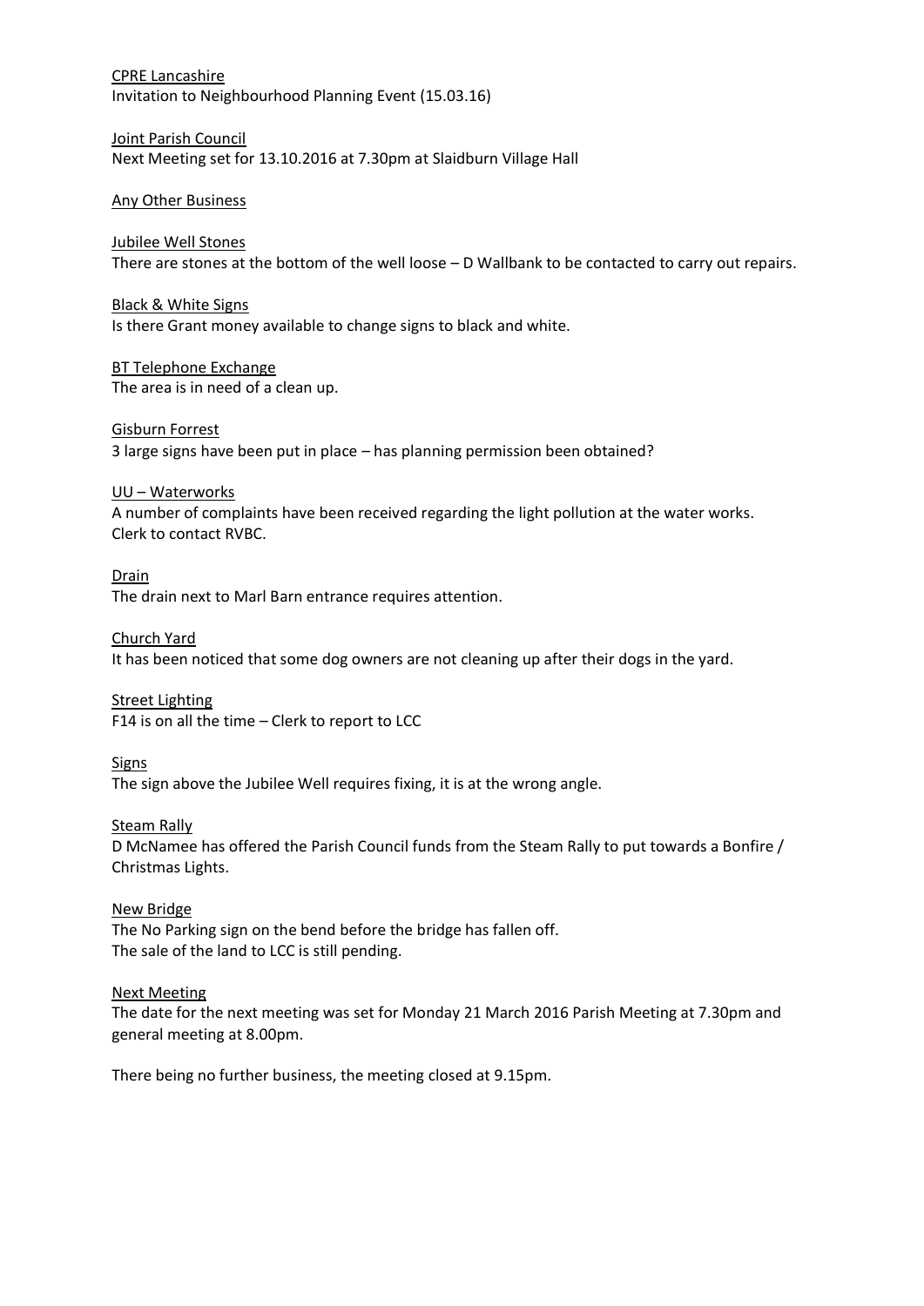CPRE Lancashire
Invitation to Neighbourhood Planning Event (15.03.16)

Joint Parish Council
Next Meeting set for 13.10.2016 at 7.30pm at Slaidburn Village Hall

Any Other Business

Jubilee Well Stones
There are stones at the bottom of the well loose – D Wallbank to be contacted to carry out repairs.

Black & White Signs
Is there Grant money available to change signs to black and white.

BT Telephone Exchange
The area is in need of a clean up.

Gisburn Forrest
3 large signs have been put in place – has planning permission been obtained?

UU – Waterworks
A number of complaints have been received regarding the light pollution at the water works.
Clerk to contact RVBC.

Drain
The drain next to Marl Barn entrance requires attention.

Church Yard
It has been noticed that some dog owners are not cleaning up after their dogs in the yard.

Street Lighting
F14 is on all the time – Clerk to report to LCC

Signs
The sign above the Jubilee Well requires fixing, it is at the wrong angle.

Steam Rally
D McNamee has offered the Parish Council funds from the Steam Rally to put towards a Bonfire / Christmas Lights.

New Bridge
The No Parking sign on the bend before the bridge has fallen off.
The sale of the land to LCC is still pending.

Next Meeting
The date for the next meeting was set for Monday 21 March 2016 Parish Meeting at 7.30pm and general meeting at 8.00pm.

There being no further business, the meeting closed at 9.15pm.